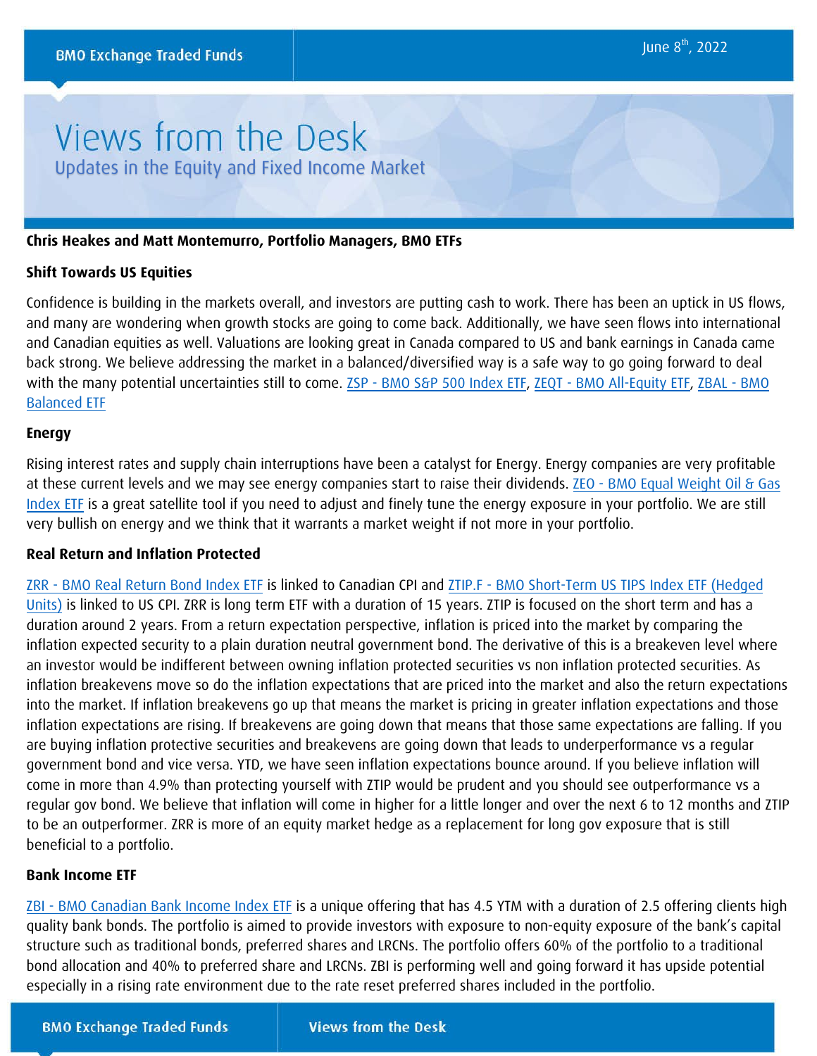June 8th, 2022

# Views from the Desk

## Updates in the Equity and Fixed Income Market

**Chris Heakes and Matt Montemurro, Portfolio Managers, BMO ETFs**

### Shift Towards US Equities

Confidence is building in the markets overall, and investors are putting cash to work. There has been an uptick in US flows, and many are wondering when growth stocks are going to come back. Additionally, we have seen flows into international and Canadian equities as well. Valuations are looking great in Canada compared to US and bank earnings in Canada came back strong. We believe addressing the market in a balanced/diversified way is a safe way to go going forward to deal with the many potential uncertainties still to come. ZSP - BMO S&P 500 Index ETF, ZEQT - BMO All-Equity ETF, ZBAL - BMO Balanced ETF

### Energy

Rising interest rates and supply chain interruptions have been a catalyst for Energy. Energy companies are very profitable at these current levels and we may see energy companies start to raise their dividends. ZEO - BMO Equal Weight Oil & Gas Index ETF is a great satellite tool if you need to adjust and finely tune the energy exposure in your portfolio. We are still very bullish on energy and we think that it warrants a market weight if not more in your portfolio.

### Real Return and Inflation Protected

ZRR - BMO Real Return Bond Index ETF is linked to Canadian CPI and ZTIP.F - BMO Short-Term US TIPS Index ETF (Hedged Units) is linked to US CPI. ZRR is long term ETF with a duration of 15 years. ZTIP is focused on the short term and has a duration around 2 years. From a return expectation perspective, inflation is priced into the market by comparing the inflation expected security to a plain duration neutral government bond. The derivative of this is a breakeven level where an investor would be indifferent between owning inflation protected securities vs non inflation protected securities. As inflation breakevens move so do the inflation expectations that are priced into the market and also the return expectations into the market. If inflation breakevens go up that means the market is pricing in greater inflation expectations and those inflation expectations are rising. If breakevens are going down that means that those same expectations are falling. If you are buying inflation protective securities and breakevens are going down that leads to underperformance vs a regular government bond and vice versa. YTD, we have seen inflation expectations bounce around. If you believe inflation will come in more than 4.9% than protecting yourself with ZTIP would be prudent and you should see outperformance vs a regular gov bond. We believe that inflation will come in higher for a little longer and over the next 6 to 12 months and ZTIP to be an outperformer. ZRR is more of an equity market hedge as a replacement for long gov exposure that is still beneficial to a portfolio.

### Bank Income ETF

ZBI - BMO Canadian Bank Income Index ETF is a unique offering that has 4.5 YTM with a duration of 2.5 offering clients high quality bank bonds. The portfolio is aimed to provide investors with exposure to non-equity exposure of the bank's capital structure such as traditional bonds, preferred shares and LRCNs. The portfolio offers 60% of the portfolio to a traditional bond allocation and 40% to preferred share and LRCNs. ZBI is performing well and going forward it has upside potential especially in a rising rate environment due to the rate reset preferred shares included in the portfolio.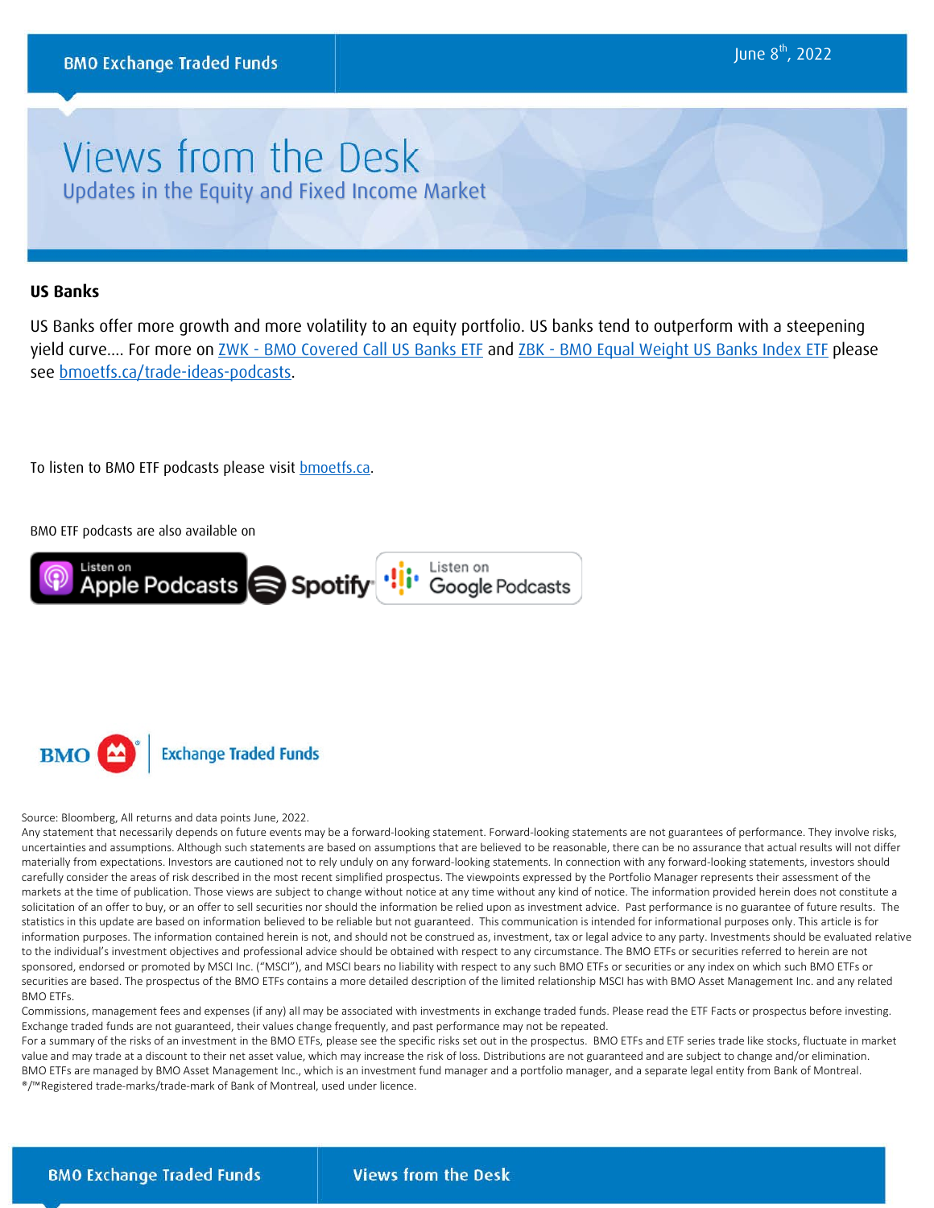June 8th, 2022

# Views from the Desk

## Updates in the Equity and Fixed Income Market

### US Banks

US Banks offer more growth and more volatility to an equity portfolio. US banks tend to outperform with a steepening yield curve.... For more on ZWK - BMO Covered Call US Banks ETF and ZBK - BMO Equal Weight US Banks Index ETF please see bmoetfs.ca/trade-ideas-podcasts.

To listen to BMO ETF podcasts please visit bmoetfs.ca.

BMO ETF podcasts are also available on

Listen on Apple Podcasts | Spotify | Listen on Google Podcasts

BMO Exchange Traded Funds

Source: Bloomberg, All returns and data points June, 2022.

Any statement that necessarily depends on future events may be a forward-looking statement. Forward-looking statements are not guarantees of performance. They involve risks, uncertainties and assumptions. Although such statements are based on assumptions that are believed to be reasonable, there can be no assurance that actual results will not differ materially from expectations. Investors are cautioned not to rely unduly on any forward-looking statements. In connection with any forward-looking statements, investors should carefully consider the areas of risk described in the most recent simplified prospectus. The viewpoints expressed by the Portfolio Manager represents their assessment of the markets at the time of publication. Those views are subject to change without notice at any time without any kind of notice. The information provided herein does not constitute a solicitation of an offer to buy, or an offer to sell securities nor should the information be relied upon as investment advice. Past performance is no guarantee of future results. The statistics in this update are based on information believed to be reliable but not guaranteed. This communication is intended for informational purposes only. This article is for information purposes. The information contained herein is not, and should not be construed as, investment, tax or legal advice to any party. Investments should be evaluated relative to the individual's investment objectives and professional advice should be obtained with respect to any circumstance. The BMO ETFs or securities referred to herein are not sponsored, endorsed or promoted by MSCI Inc. ("MSCI"), and MSCI bears no liability with respect to any such BMO ETFs or securities or any index on which such BMO ETFs or securities are based. The prospectus of the BMO ETFs contains a more detailed description of the limited relationship MSCI has with BMO Asset Management Inc. and any related BMO ETFs.

Commissions, management fees and expenses (if any) all may be associated with investments in exchange traded funds. Please read the ETF Facts or prospectus before investing. Exchange traded funds are not guaranteed, their values change frequently, and past performance may not be repeated.

For a summary of the risks of an investment in the BMO ETFs, please see the specific risks set out in the prospectus. BMO ETFs and ETF series trade like stocks, fluctuate in market value and may trade at a discount to their net asset value, which may increase the risk of loss. Distributions are not guaranteed and are subject to change and/or elimination.

BMO ETFs are managed by BMO Asset Management Inc., which is an investment fund manager and a portfolio manager, and a separate legal entity from Bank of Montreal.

®/™Registered trade-marks/trade-mark of Bank of Montreal, used under licence.